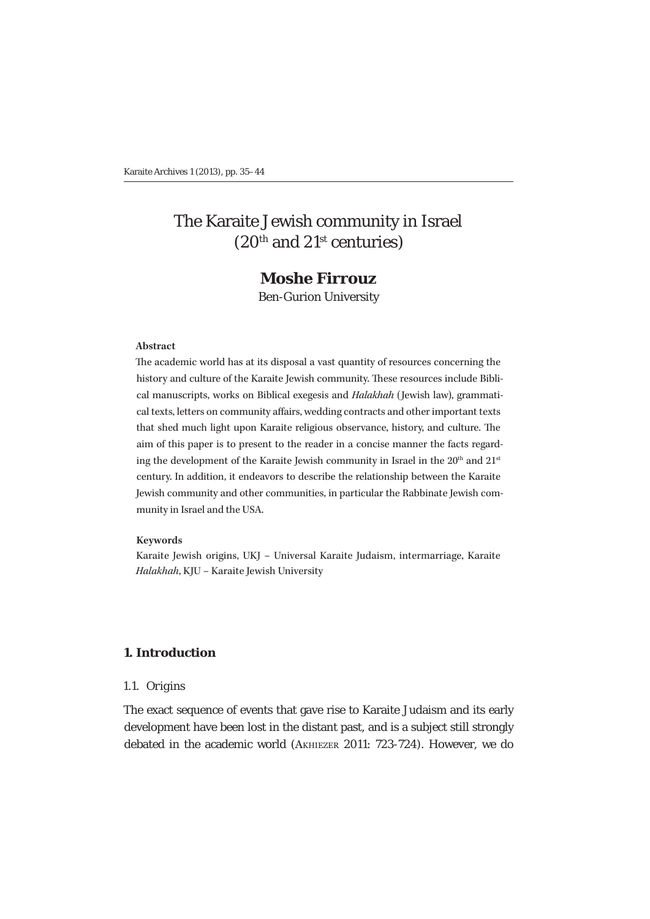# The Karaite Jewish community in Israel (20th and 21st centuries)

**Moshe Firrouz**
Ben-Gurion University

**Abstract**

The academic world has at its disposal a vast quantity of resources concerning the history and culture of the Karaite Jewish community. These resources include Biblical manuscripts, works on Biblical exegesis and *Halakhah* (Jewish law), grammatical texts, letters on community affairs, wedding contracts and other important texts that shed much light upon Karaite religious observance, history, and culture. The aim of this paper is to present to the reader in a concise manner the facts regarding the development of the Karaite Jewish community in Israel in the 20th and 21st century. In addition, it endeavors to describe the relationship between the Karaite Jewish community and other communities, in particular the Rabbinate Jewish community in Israel and the USA.

**Keywords**

Karaite Jewish origins, UKJ – Universal Karaite Judaism, intermarriage, Karaite *Halakhah*, KJU – Karaite Jewish University

## 1. Introduction

### 1.1. Origins

The exact sequence of events that gave rise to Karaite Judaism and its early development have been lost in the distant past, and is a subject still strongly debated in the academic world (Akhiezer 2011: 723-724). However, we do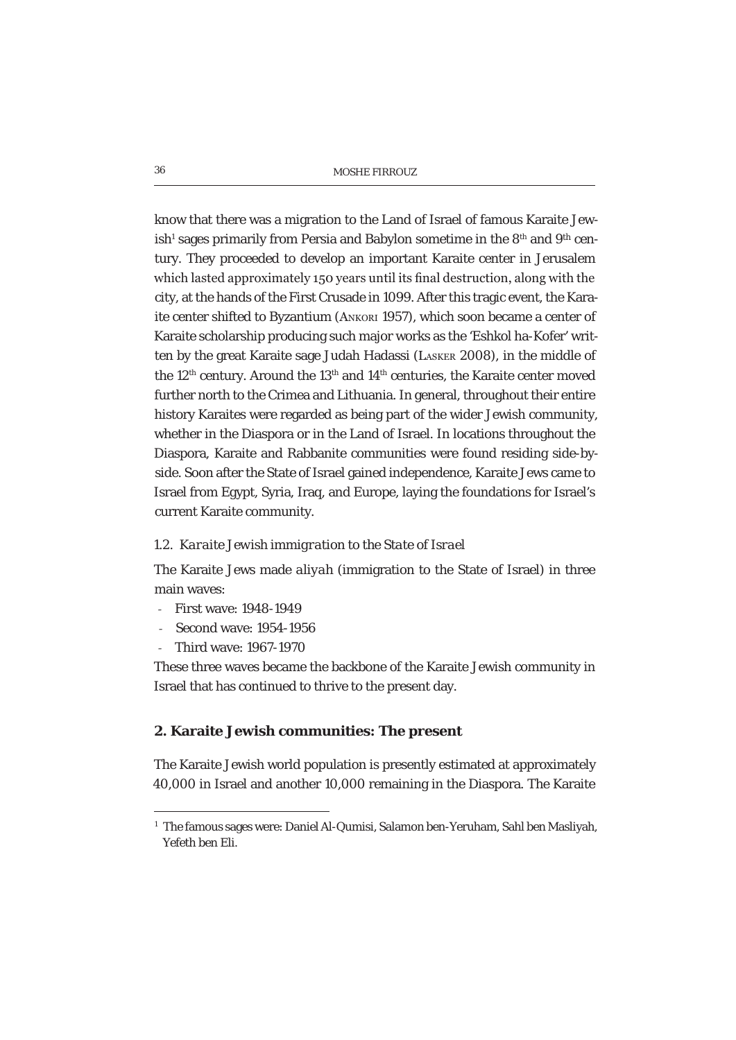know that there was a migration to the Land of Israel of famous Karaite Jewish[1] sages primarily from Persia and Babylon sometime in the 8th and 9th century. They proceeded to develop an important Karaite center in Jerusalem which lasted approximately 150 years until its final destruction, along with the city, at the hands of the First Crusade in 1099. After this tragic event, the Karaite center shifted to Byzantium (Ankori 1957), which soon became a center of Karaite scholarship producing such major works as the 'Eshkol ha-Kofer' written by the great Karaite sage Judah Hadassi (Lasker 2008), in the middle of the 12th century. Around the 13th and 14th centuries, the Karaite center moved further north to the Crimea and Lithuania. In general, throughout their entire history Karaites were regarded as being part of the wider Jewish community, whether in the Diaspora or in the Land of Israel. In locations throughout the Diaspora, Karaite and Rabbanite communities were found residing side-by-side. Soon after the State of Israel gained independence, Karaite Jews came to Israel from Egypt, Syria, Iraq, and Europe, laying the foundations for Israel's current Karaite community.

### 1.2. *Karaite Jewish immigration to the State of Israel*

The Karaite Jews made *aliyah* (immigration to the State of Israel) in three main waves:

- First wave: 1948-1949
- Second wave: 1954-1956
- Third wave: 1967-1970

These three waves became the backbone of the Karaite Jewish community in Israel that has continued to thrive to the present day.

## 2. Karaite Jewish communities: The present

The Karaite Jewish world population is presently estimated at approximately 40,000 in Israel and another 10,000 remaining in the Diaspora. The Karaite

---

[1] The famous sages were: Daniel Al-Qumisi, Salamon ben-Yeruham, Sahl ben Masliyah, Yefeth ben Eli.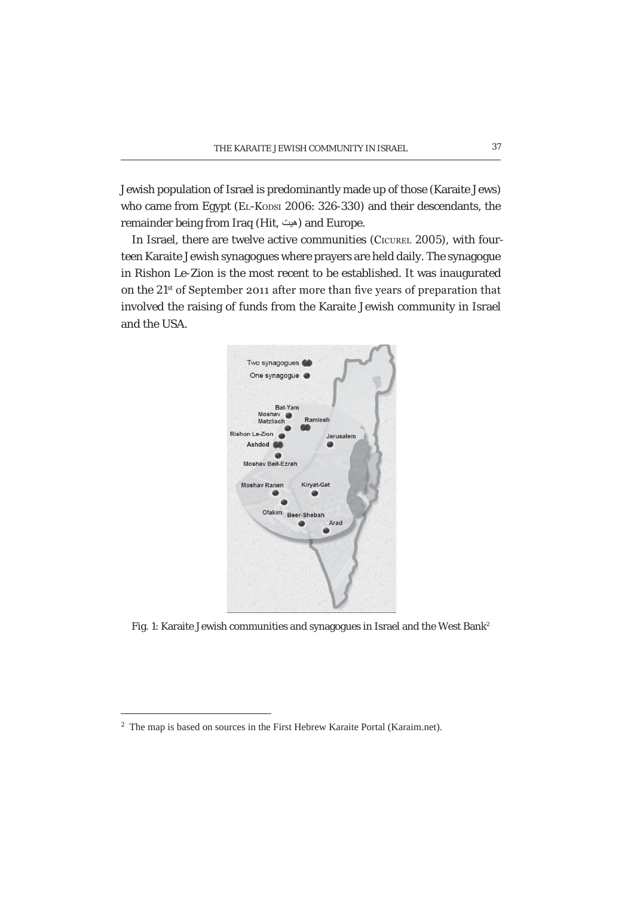Jewish population of Israel is predominantly made up of those (Karaite Jews) who came from Egypt (El-Kodsi 2006: 326-330) and their descendants, the remainder being from Iraq (Hit, هيت) and Europe.

In Israel, there are twelve active communities (Cicurel 2005), with fourteen Karaite Jewish synagogues where prayers are held daily. The synagogue in Rishon Le-Zion is the most recent to be established. It was inaugurated on the 21st of September 2011 after more than five years of preparation that involved the raising of funds from the Karaite Jewish community in Israel and the USA.

Fig. 1: Karaite Jewish communities and synagogues in Israel and the West Bank[2]

[2] The map is based on sources in the First Hebrew Karaite Portal (Karaim.net).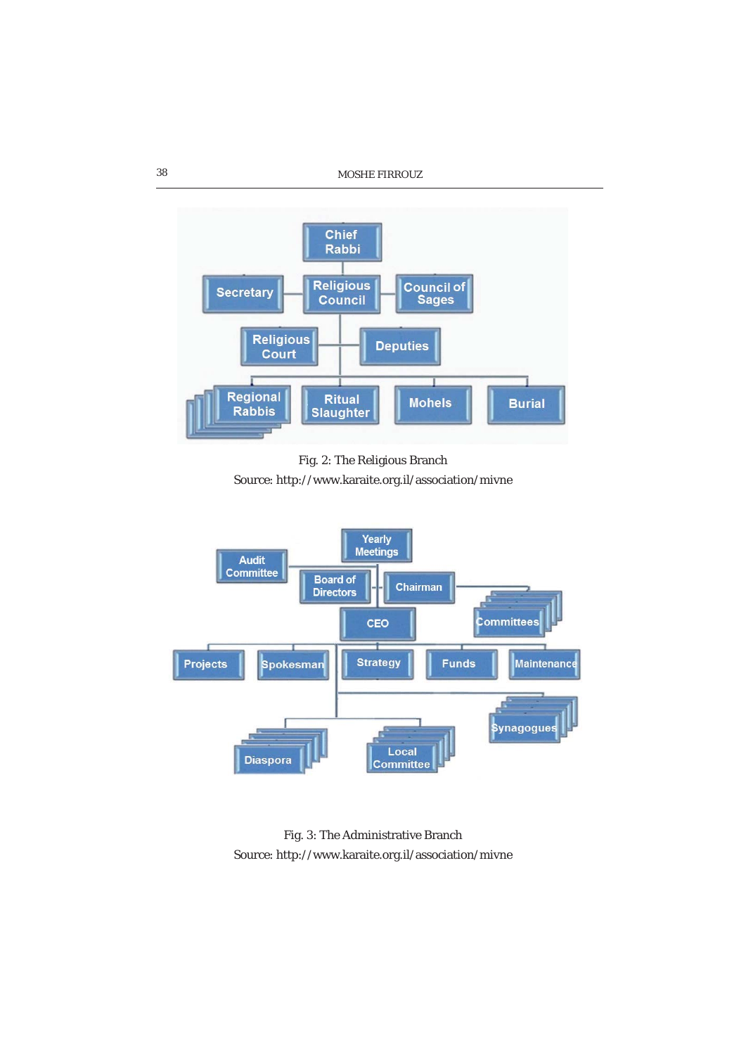Fig. 2: The Religious Branch
Source: http://www.karaite.org.il/association/mivne

Fig. 3: The Administrative Branch
Source: http://www.karaite.org.il/association/mivne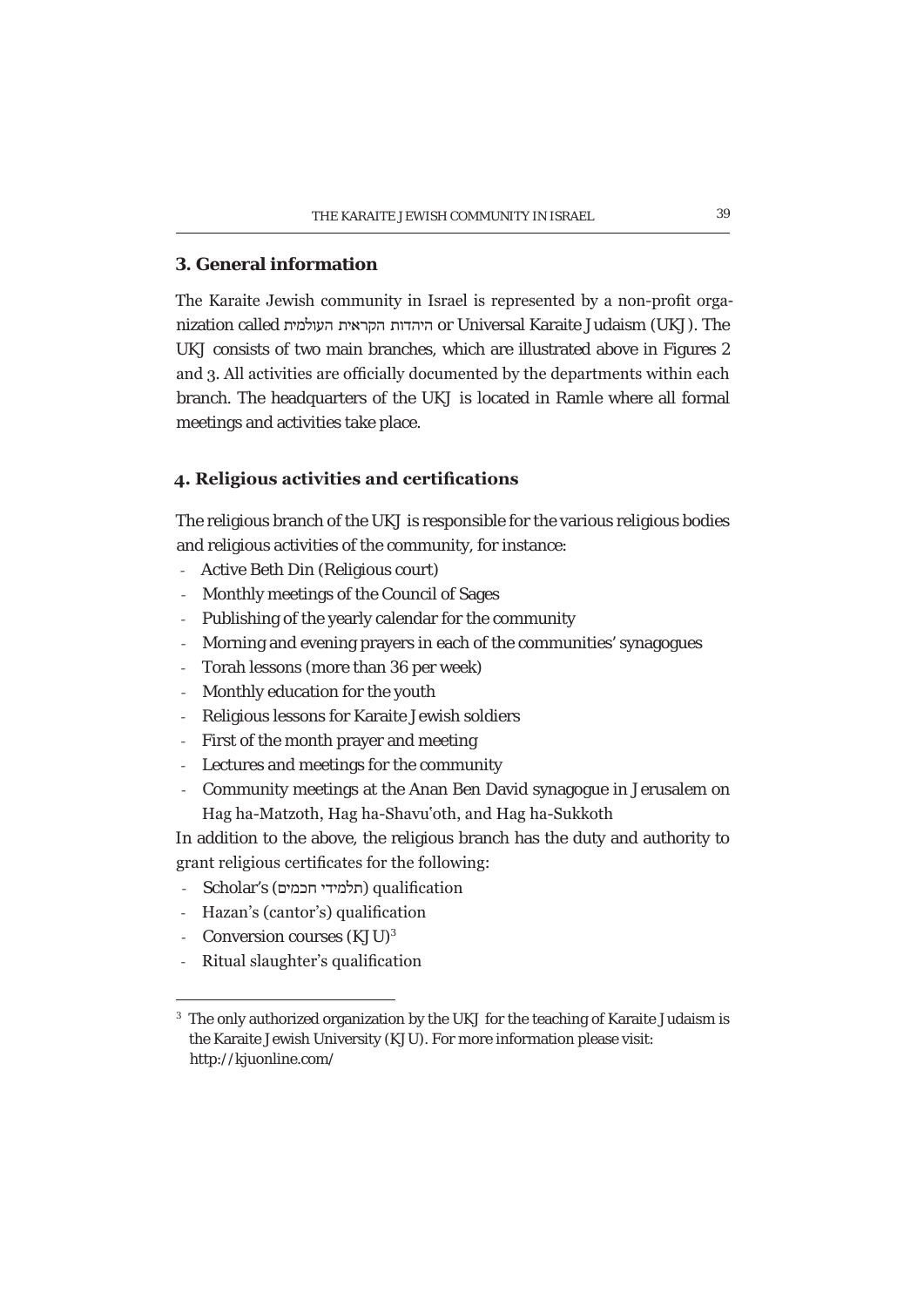## 3. General information

The Karaite Jewish community in Israel is represented by a non-profit organization called היהדות הקראית העולמית or Universal Karaite Judaism (UKJ). The UKJ consists of two main branches, which are illustrated above in Figures 2 and 3. All activities are officially documented by the departments within each branch. The headquarters of the UKJ is located in Ramle where all formal meetings and activities take place.

## 4. Religious activities and certifications

The religious branch of the UKJ is responsible for the various religious bodies and religious activities of the community, for instance:

- Active Beth Din (Religious court)
- Monthly meetings of the Council of Sages
- Publishing of the yearly calendar for the community
- Morning and evening prayers in each of the communities' synagogues
- Torah lessons (more than 36 per week)
- Monthly education for the youth
- Religious lessons for Karaite Jewish soldiers
- First of the month prayer and meeting
- Lectures and meetings for the community
- Community meetings at the Anan Ben David synagogue in Jerusalem on Hag ha-Matzoth, Hag ha-Shavu'oth, and Hag ha-Sukkoth

In addition to the above, the religious branch has the duty and authority to grant religious certificates for the following:

- Scholar's (תלמידי חכמים) qualification
- Hazan's (cantor's) qualification
- Conversion courses (KJU)[3]
- Ritual slaughter's qualification

---

[3] The only authorized organization by the UKJ for the teaching of Karaite Judaism is the Karaite Jewish University (KJU). For more information please visit: http://kjuonline.com/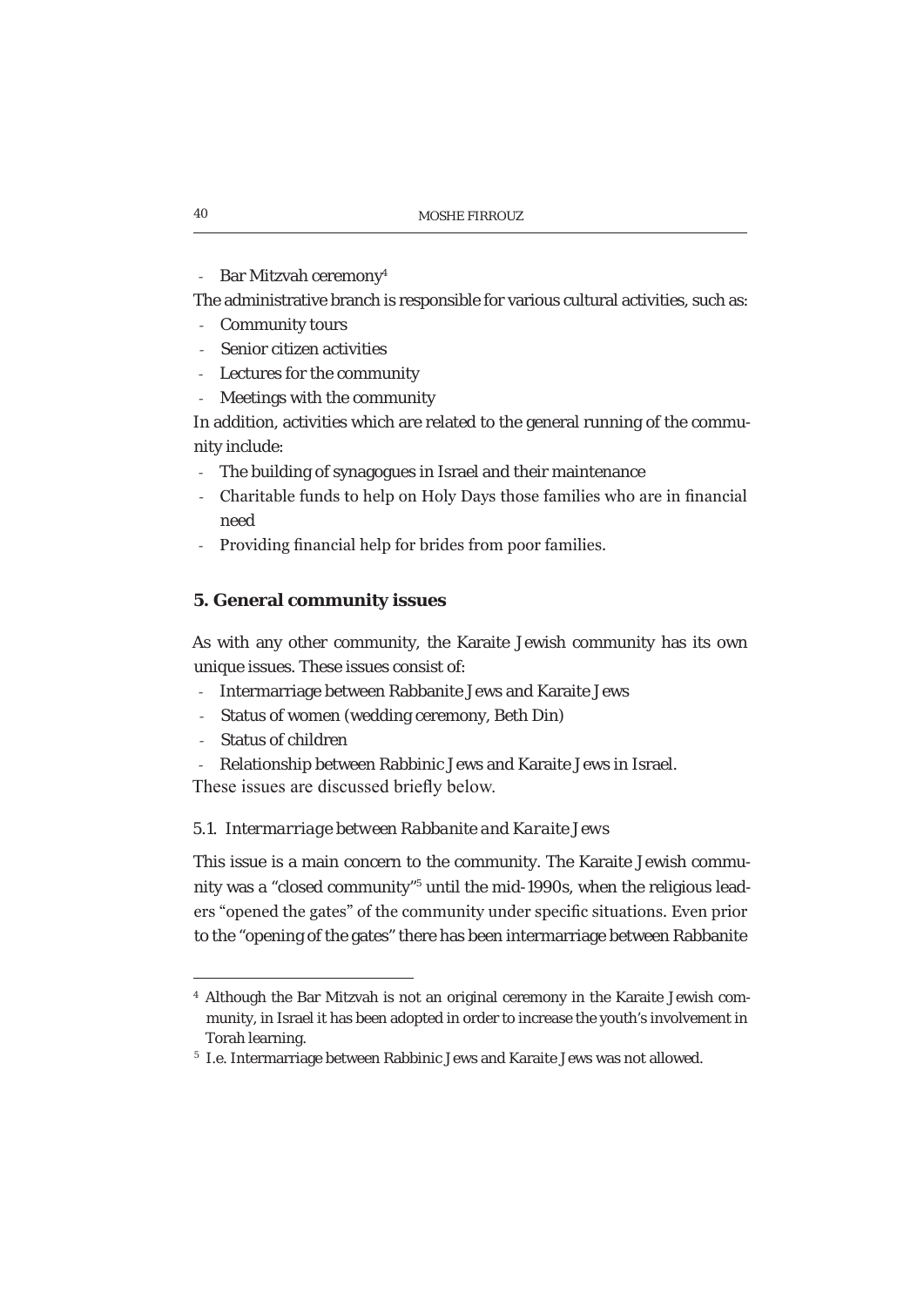- Bar Mitzvah ceremony[4]

The administrative branch is responsible for various cultural activities, such as:

- Community tours
- Senior citizen activities
- Lectures for the community
- Meetings with the community

In addition, activities which are related to the general running of the community include:

- The building of synagogues in Israel and their maintenance
- Charitable funds to help on Holy Days those families who are in financial need
- Providing financial help for brides from poor families.

## 5. General community issues

As with any other community, the Karaite Jewish community has its own unique issues. These issues consist of:

- Intermarriage between Rabbanite Jews and Karaite Jews
- Status of women (wedding ceremony, Beth Din)
- Status of children
- Relationship between Rabbinic Jews and Karaite Jews in Israel.

These issues are discussed briefly below.

### 5.1. *Intermarriage between Rabbanite and Karaite Jews*

This issue is a main concern to the community. The Karaite Jewish community was a "closed community"[5] until the mid-1990s, when the religious leaders "opened the gates" of the community under specific situations. Even prior to the "opening of the gates" there has been intermarriage between Rabbanite

---

[4] Although the Bar Mitzvah is not an original ceremony in the Karaite Jewish community, in Israel it has been adopted in order to increase the youth's involvement in Torah learning.

[5] I.e. Intermarriage between Rabbinic Jews and Karaite Jews was not allowed.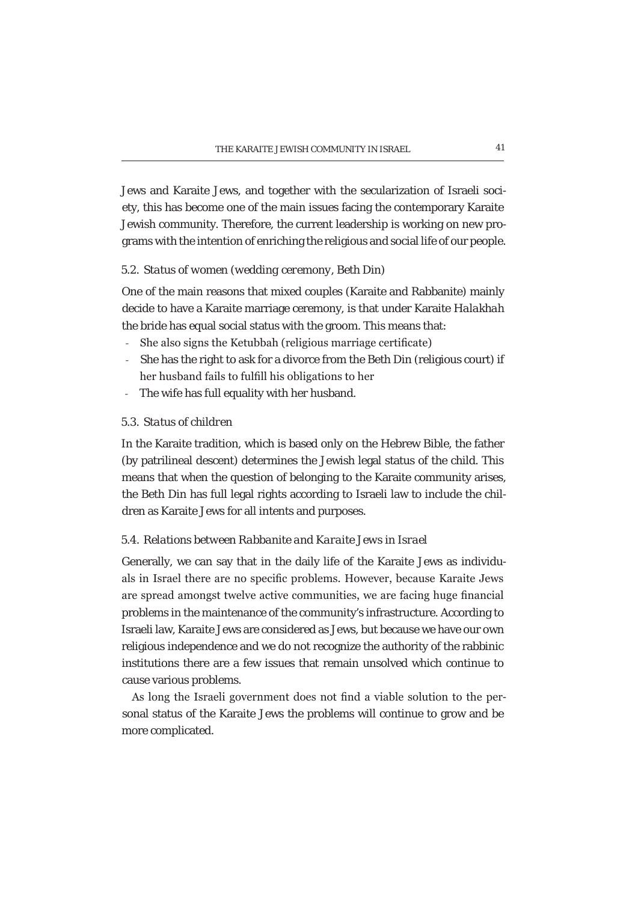Jews and Karaite Jews, and together with the secularization of Israeli society, this has become one of the main issues facing the contemporary Karaite Jewish community. Therefore, the current leadership is working on new programs with the intention of enriching the religious and social life of our people.

### 5.2. *Status of women (wedding ceremony, Beth Din)*

One of the main reasons that mixed couples (Karaite and Rabbanite) mainly decide to have a Karaite marriage ceremony, is that under Karaite *Halakhah* the bride has equal social status with the groom. This means that:

- She also signs the Ketubbah (religious marriage certificate)
- She has the right to ask for a divorce from the Beth Din (religious court) if her husband fails to fulfill his obligations to her
- The wife has full equality with her husband.

### 5.3. *Status of children*

In the Karaite tradition, which is based only on the Hebrew Bible, the father (by patrilineal descent) determines the Jewish legal status of the child. This means that when the question of belonging to the Karaite community arises, the Beth Din has full legal rights according to Israeli law to include the children as Karaite Jews for all intents and purposes.

### 5.4. *Relations between Rabbanite and Karaite Jews in Israel*

Generally, we can say that in the daily life of the Karaite Jews as individuals in Israel there are no specific problems. However, because Karaite Jews are spread amongst twelve active communities, we are facing huge financial problems in the maintenance of the community's infrastructure. According to Israeli law, Karaite Jews are considered as Jews, but because we have our own religious independence and we do not recognize the authority of the rabbinic institutions there are a few issues that remain unsolved which continue to cause various problems.

As long the Israeli government does not find a viable solution to the personal status of the Karaite Jews the problems will continue to grow and be more complicated.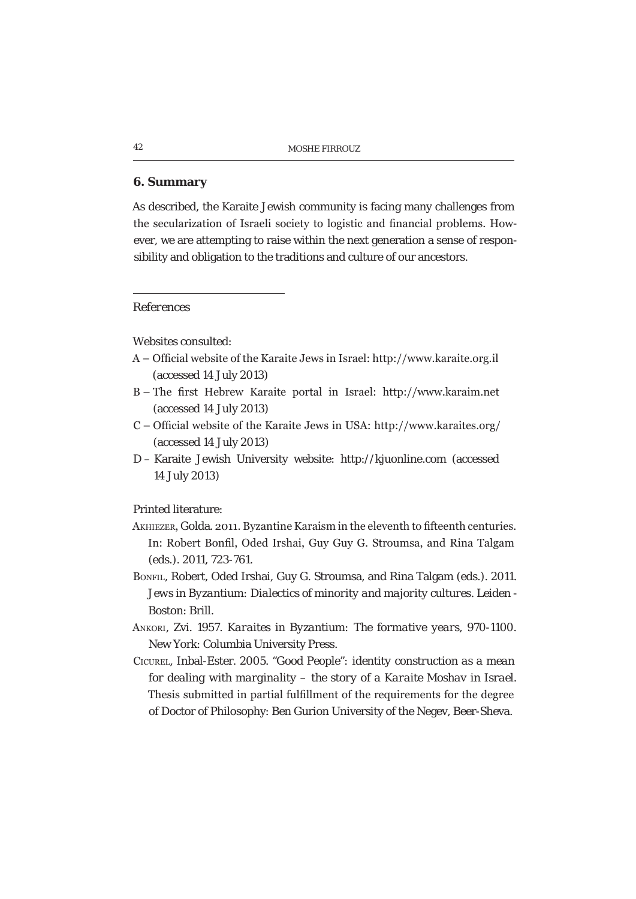## 6. Summary

As described, the Karaite Jewish community is facing many challenges from the secularization of Israeli society to logistic and financial problems. However, we are attempting to raise within the next generation a sense of responsibility and obligation to the traditions and culture of our ancestors.

---

References

Websites consulted:

A – Official website of the Karaite Jews in Israel: http://www.karaite.org.il (accessed 14 July 2013)

B – The first Hebrew Karaite portal in Israel: http://www.karaim.net (accessed 14 July 2013)

C – Official website of the Karaite Jews in USA: http://www.karaites.org/ (accessed 14 July 2013)

D – Karaite Jewish University website: http://kjuonline.com (accessed 14 July 2013)

Printed literature:

Akhiezer, Golda. 2011. Byzantine Karaism in the eleventh to fifteenth centuries. In: Robert Bonfil, Oded Irshai, Guy Guy G. Stroumsa, and Rina Talgam (eds.). 2011, 723-761.

Bonfil, Robert, Oded Irshai, Guy G. Stroumsa, and Rina Talgam (eds.). 2011. *Jews in Byzantium: Dialectics of minority and majority cultures*. Leiden - Boston: Brill.

Ankori, Zvi. 1957. *Karaites in Byzantium: The formative years, 970-1100*. New York: Columbia University Press.

Cicurel, Inbal-Ester. 2005. "Good People": *identity construction as a mean for dealing with marginality – the story of a Karaite Moshav in Israel*. Thesis submitted in partial fulfillment of the requirements for the degree of Doctor of Philosophy: Ben Gurion University of the Negev, Beer-Sheva.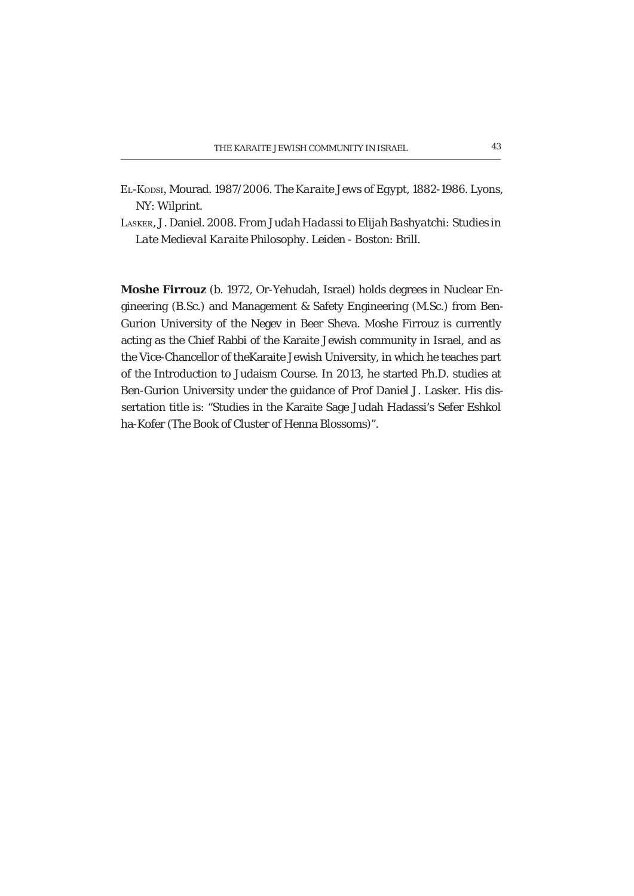EL-KODSI, Mourad. 1987/2006. *The Karaite Jews of Egypt, 1882-1986*. Lyons, NY: Wilprint.

LASKER, J. Daniel. 2008. *From Judah Hadassi to Elijah Bashyatchi: Studies in Late Medieval Karaite Philosophy*. Leiden - Boston: Brill.

**Moshe Firrouz** (b. 1972, Or-Yehudah, Israel) holds degrees in Nuclear Engineering (B.Sc.) and Management & Safety Engineering (M.Sc.) from Ben-Gurion University of the Negev in Beer Sheva. Moshe Firrouz is currently acting as the Chief Rabbi of the Karaite Jewish community in Israel, and as the Vice-Chancellor of theKaraite Jewish University, in which he teaches part of the Introduction to Judaism Course. In 2013, he started Ph.D. studies at Ben-Gurion University under the guidance of Prof Daniel J. Lasker. His dissertation title is: "Studies in the Karaite Sage Judah Hadassi's Sefer Eshkol ha-Kofer (The Book of Cluster of Henna Blossoms)".